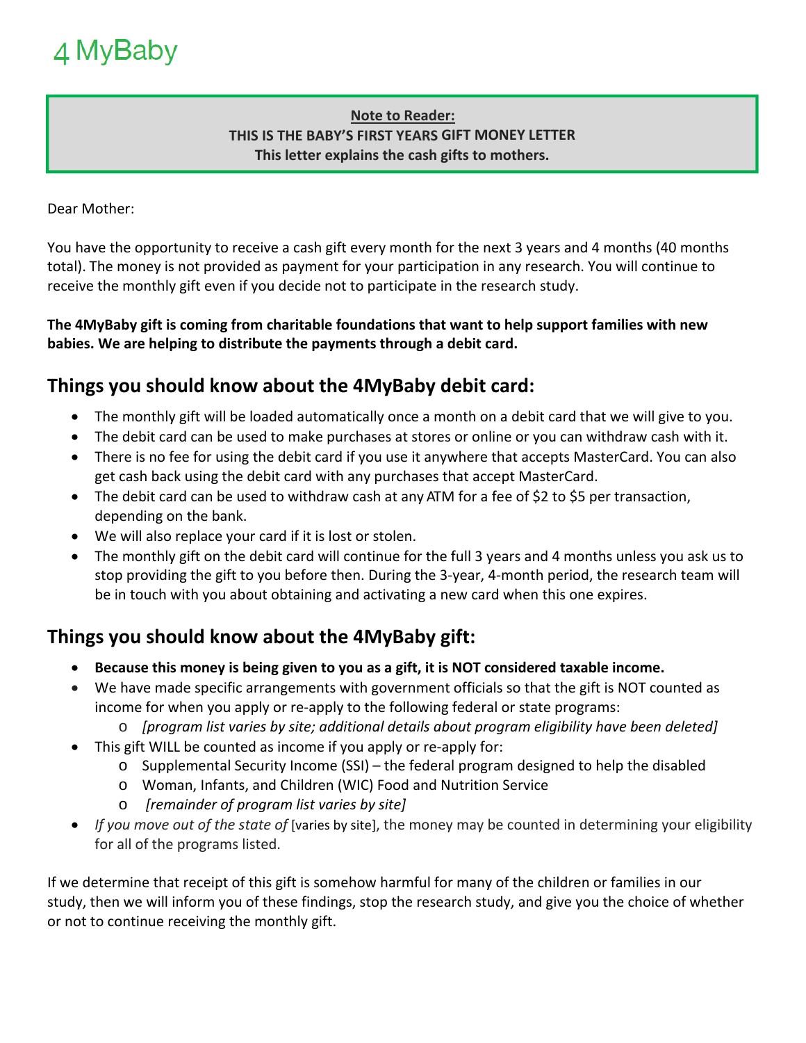# 4 MyBaby

**Note to Reader:**
**THIS IS THE BABY'S FIRST YEARS GIFT MONEY LETTER**
**This letter explains the cash gifts to mothers.**

Dear Mother:

You have the opportunity to receive a cash gift every month for the next 3 years and 4 months (40 months total). The money is not provided as payment for your participation in any research. You will continue to receive the monthly gift even if you decide not to participate in the research study.

**The 4MyBaby gift is coming from charitable foundations that want to help support families with new babies. We are helping to distribute the payments through a debit card.**

## Things you should know about the 4MyBaby debit card:

- The monthly gift will be loaded automatically once a month on a debit card that we will give to you.
- The debit card can be used to make purchases at stores or online or you can withdraw cash with it.
- There is no fee for using the debit card if you use it anywhere that accepts MasterCard. You can also get cash back using the debit card with any purchases that accept MasterCard.
- The debit card can be used to withdraw cash at any ATM for a fee of $2 to $5 per transaction, depending on the bank.
- We will also replace your card if it is lost or stolen.
- The monthly gift on the debit card will continue for the full 3 years and 4 months unless you ask us to stop providing the gift to you before then. During the 3-year, 4-month period, the research team will be in touch with you about obtaining and activating a new card when this one expires.

## Things you should know about the 4MyBaby gift:

- **Because this money is being given to you as a gift, it is NOT considered taxable income.**
- We have made specific arrangements with government officials so that the gift is NOT counted as income for when you apply or re-apply to the following federal or state programs:
  - *[program list varies by site; additional details about program eligibility have been deleted]*
- This gift WILL be counted as income if you apply or re-apply for:
  - Supplemental Security Income (SSI) – the federal program designed to help the disabled
  - Woman, Infants, and Children (WIC) Food and Nutrition Service
  - *[remainder of program list varies by site]*
- *If you move out of the state of* [varies by site], the money may be counted in determining your eligibility for all of the programs listed.

If we determine that receipt of this gift is somehow harmful for many of the children or families in our study, then we will inform you of these findings, stop the research study, and give you the choice of whether or not to continue receiving the monthly gift.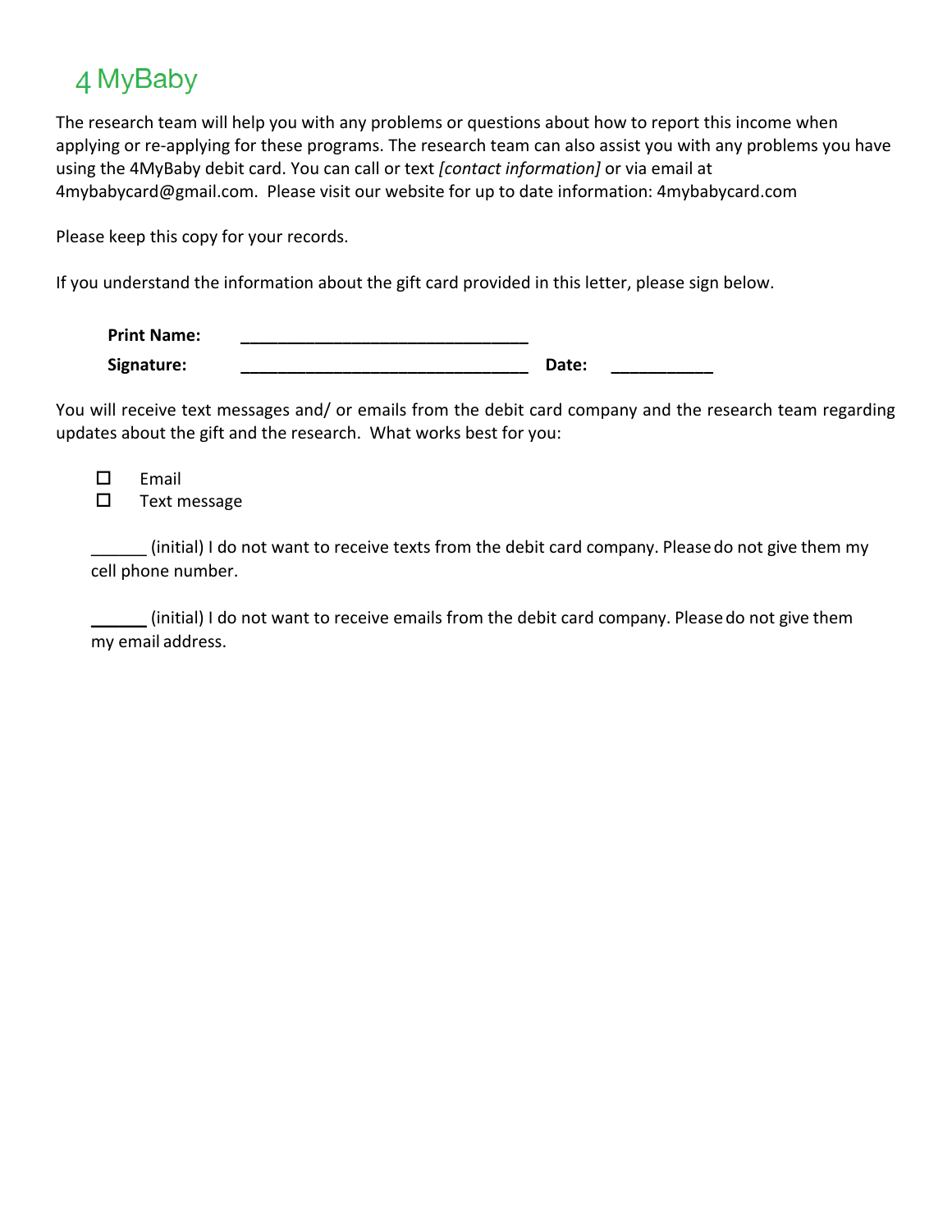# 4 MyBaby

The research team will help you with any problems or questions about how to report this income when applying or re-applying for these programs. The research team can also assist you with any problems you have using the 4MyBaby debit card. You can call or text *[contact information]* or via email at 4mybabycard@gmail.com. Please visit our website for up to date information: 4mybabycard.com

Please keep this copy for your records.

If you understand the information about the gift card provided in this letter, please sign below.

**Print Name:** _______________________________

**Signature:** _______________________________ **Date:** ___________

You will receive text messages and/ or emails from the debit card company and the research team regarding updates about the gift and the research. What works best for you:

- ☐ Email
- ☐ Text message

______ (initial) I do not want to receive texts from the debit card company. Please do not give them my cell phone number.

______ (initial) I do not want to receive emails from the debit card company. Please do not give them my email address.